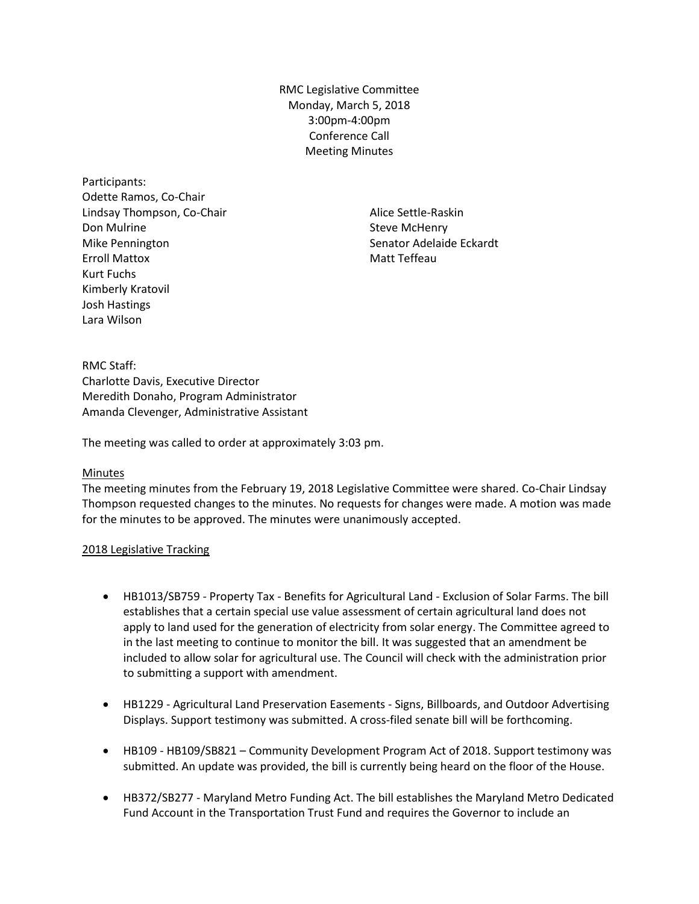RMC Legislative Committee
Monday, March 5, 2018
3:00pm-4:00pm
Conference Call
Meeting Minutes

Participants:
Odette Ramos, Co-Chair
Lindsay Thompson, Co-Chair
Don Mulrine
Mike Pennington
Erroll Mattox
Kurt Fuchs
Kimberly Kratovil
Josh Hastings
Lara Wilson
Alice Settle-Raskin
Steve McHenry
Senator Adelaide Eckardt
Matt Teffeau

RMC Staff:
Charlotte Davis, Executive Director
Meredith Donaho, Program Administrator
Amanda Clevenger, Administrative Assistant

The meeting was called to order at approximately 3:03 pm.

Minutes

The meeting minutes from the February 19, 2018 Legislative Committee were shared. Co-Chair Lindsay Thompson requested changes to the minutes. No requests for changes were made. A motion was made for the minutes to be approved. The minutes were unanimously accepted.

2018 Legislative Tracking

- HB1013/SB759 - Property Tax - Benefits for Agricultural Land - Exclusion of Solar Farms. The bill establishes that a certain special use value assessment of certain agricultural land does not apply to land used for the generation of electricity from solar energy. The Committee agreed to in the last meeting to continue to monitor the bill. It was suggested that an amendment be included to allow solar for agricultural use. The Council will check with the administration prior to submitting a support with amendment.
- HB1229 - Agricultural Land Preservation Easements - Signs, Billboards, and Outdoor Advertising Displays. Support testimony was submitted. A cross-filed senate bill will be forthcoming.
- HB109 - HB109/SB821 – Community Development Program Act of 2018. Support testimony was submitted. An update was provided, the bill is currently being heard on the floor of the House.
- HB372/SB277 - Maryland Metro Funding Act. The bill establishes the Maryland Metro Dedicated Fund Account in the Transportation Trust Fund and requires the Governor to include an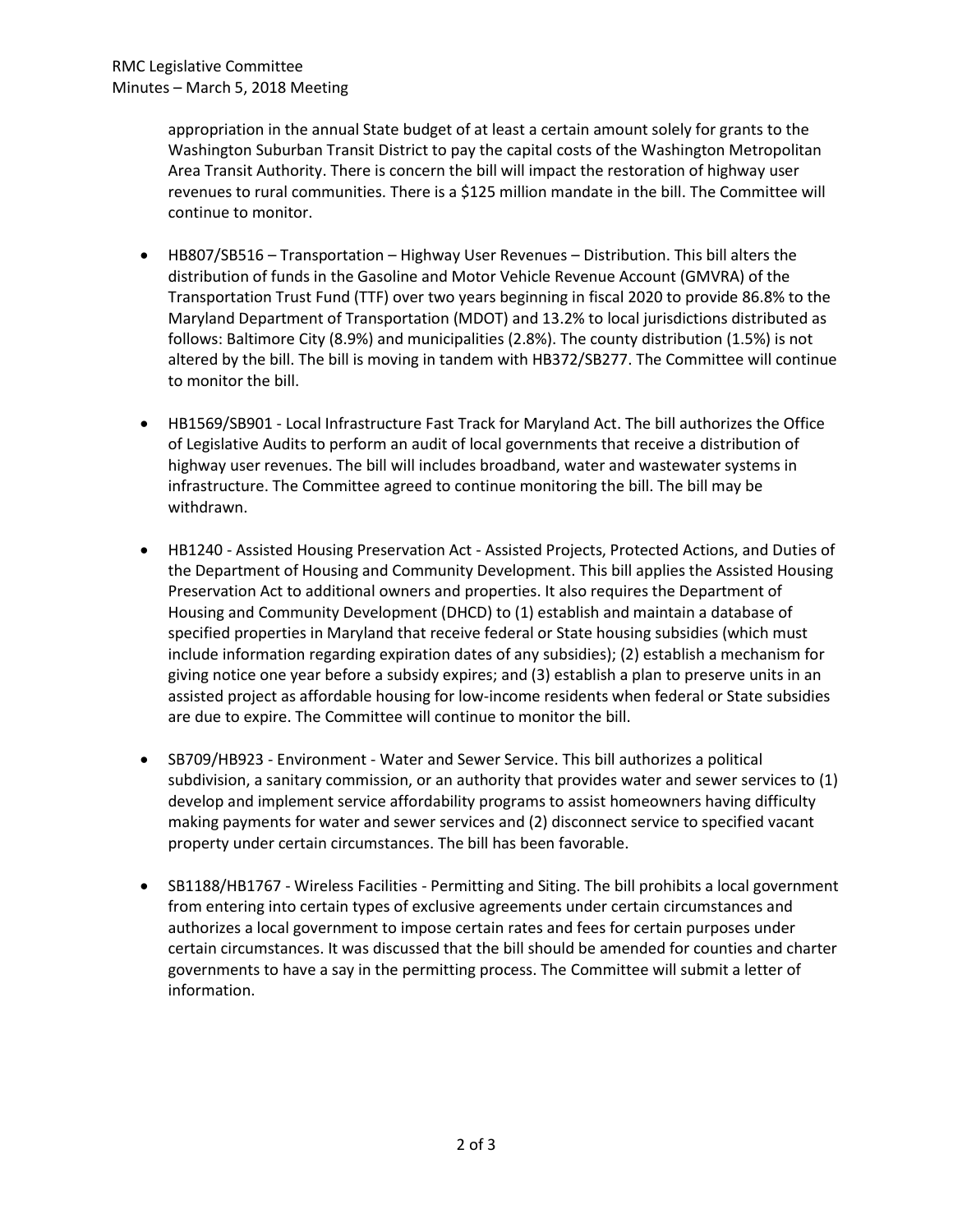appropriation in the annual State budget of at least a certain amount solely for grants to the Washington Suburban Transit District to pay the capital costs of the Washington Metropolitan Area Transit Authority. There is concern the bill will impact the restoration of highway user revenues to rural communities. There is a $125 million mandate in the bill. The Committee will continue to monitor.

- HB807/SB516 – Transportation – Highway User Revenues – Distribution. This bill alters the distribution of funds in the Gasoline and Motor Vehicle Revenue Account (GMVRA) of the Transportation Trust Fund (TTF) over two years beginning in fiscal 2020 to provide 86.8% to the Maryland Department of Transportation (MDOT) and 13.2% to local jurisdictions distributed as follows: Baltimore City (8.9%) and municipalities (2.8%). The county distribution (1.5%) is not altered by the bill. The bill is moving in tandem with HB372/SB277. The Committee will continue to monitor the bill.

- HB1569/SB901 - Local Infrastructure Fast Track for Maryland Act. The bill authorizes the Office of Legislative Audits to perform an audit of local governments that receive a distribution of highway user revenues. The bill will includes broadband, water and wastewater systems in infrastructure. The Committee agreed to continue monitoring the bill. The bill may be withdrawn.

- HB1240 - Assisted Housing Preservation Act - Assisted Projects, Protected Actions, and Duties of the Department of Housing and Community Development. This bill applies the Assisted Housing Preservation Act to additional owners and properties. It also requires the Department of Housing and Community Development (DHCD) to (1) establish and maintain a database of specified properties in Maryland that receive federal or State housing subsidies (which must include information regarding expiration dates of any subsidies); (2) establish a mechanism for giving notice one year before a subsidy expires; and (3) establish a plan to preserve units in an assisted project as affordable housing for low-income residents when federal or State subsidies are due to expire. The Committee will continue to monitor the bill.

- SB709/HB923 - Environment - Water and Sewer Service. This bill authorizes a political subdivision, a sanitary commission, or an authority that provides water and sewer services to (1) develop and implement service affordability programs to assist homeowners having difficulty making payments for water and sewer services and (2) disconnect service to specified vacant property under certain circumstances. The bill has been favorable.

- SB1188/HB1767 - Wireless Facilities - Permitting and Siting. The bill prohibits a local government from entering into certain types of exclusive agreements under certain circumstances and authorizes a local government to impose certain rates and fees for certain purposes under certain circumstances. It was discussed that the bill should be amended for counties and charter governments to have a say in the permitting process. The Committee will submit a letter of information.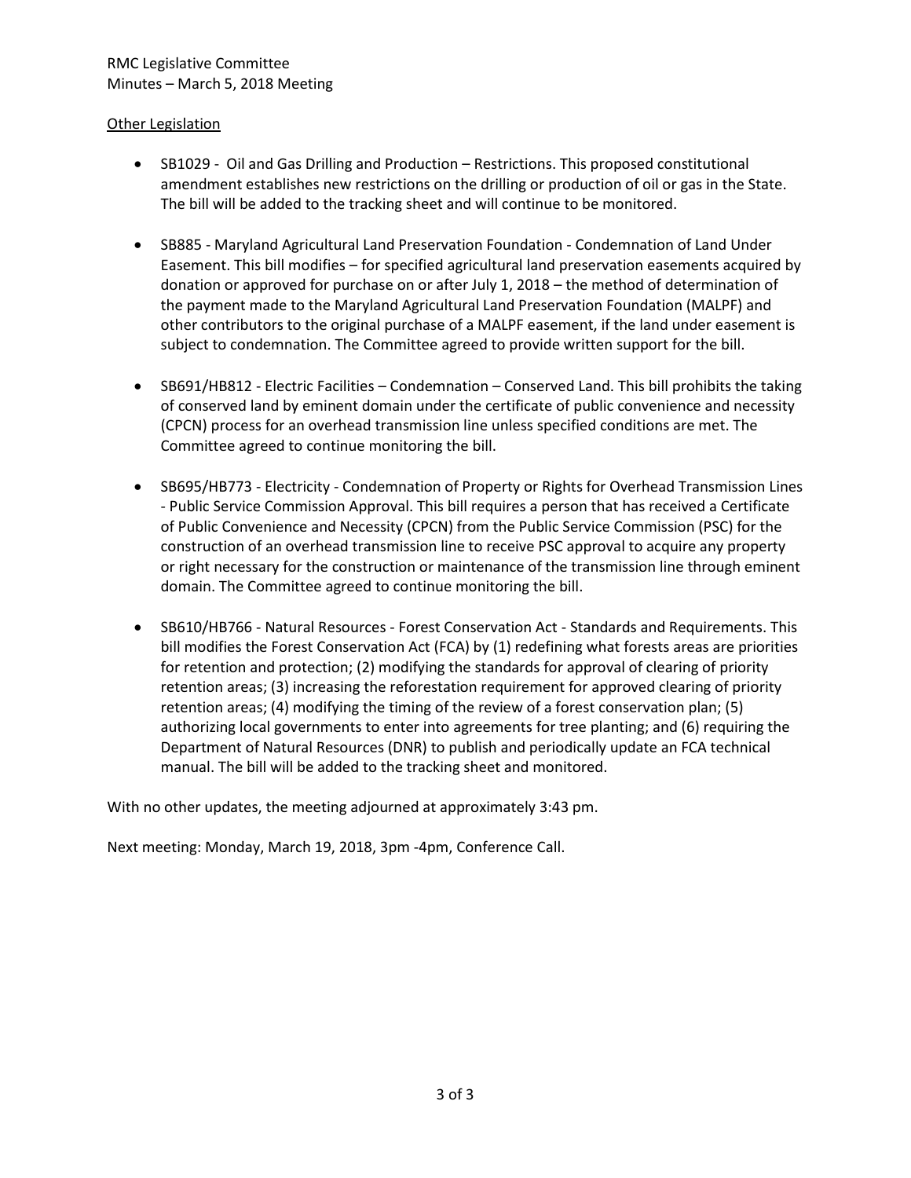<u>Other Legislation</u>

- SB1029 - Oil and Gas Drilling and Production – Restrictions. This proposed constitutional amendment establishes new restrictions on the drilling or production of oil or gas in the State. The bill will be added to the tracking sheet and will continue to be monitored.

- SB885 - Maryland Agricultural Land Preservation Foundation - Condemnation of Land Under Easement. This bill modifies – for specified agricultural land preservation easements acquired by donation or approved for purchase on or after July 1, 2018 – the method of determination of the payment made to the Maryland Agricultural Land Preservation Foundation (MALPF) and other contributors to the original purchase of a MALPF easement, if the land under easement is subject to condemnation. The Committee agreed to provide written support for the bill.

- SB691/HB812 - Electric Facilities – Condemnation – Conserved Land. This bill prohibits the taking of conserved land by eminent domain under the certificate of public convenience and necessity (CPCN) process for an overhead transmission line unless specified conditions are met. The Committee agreed to continue monitoring the bill.

- SB695/HB773 - Electricity - Condemnation of Property or Rights for Overhead Transmission Lines - Public Service Commission Approval. This bill requires a person that has received a Certificate of Public Convenience and Necessity (CPCN) from the Public Service Commission (PSC) for the construction of an overhead transmission line to receive PSC approval to acquire any property or right necessary for the construction or maintenance of the transmission line through eminent domain. The Committee agreed to continue monitoring the bill.

- SB610/HB766 - Natural Resources - Forest Conservation Act - Standards and Requirements. This bill modifies the Forest Conservation Act (FCA) by (1) redefining what forests areas are priorities for retention and protection; (2) modifying the standards for approval of clearing of priority retention areas; (3) increasing the reforestation requirement for approved clearing of priority retention areas; (4) modifying the timing of the review of a forest conservation plan; (5) authorizing local governments to enter into agreements for tree planting; and (6) requiring the Department of Natural Resources (DNR) to publish and periodically update an FCA technical manual. The bill will be added to the tracking sheet and monitored.

With no other updates, the meeting adjourned at approximately 3:43 pm.

Next meeting: Monday, March 19, 2018, 3pm -4pm, Conference Call.